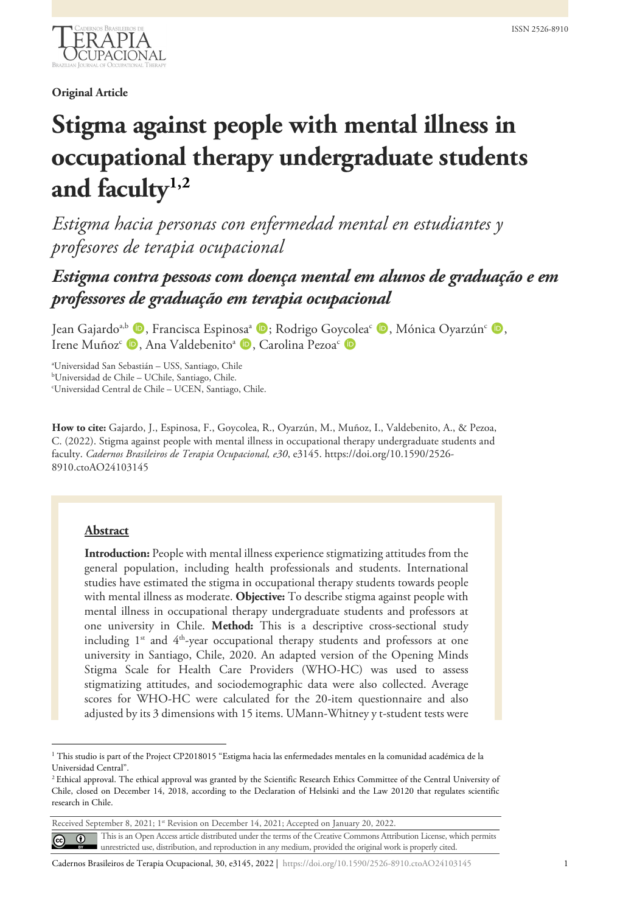Original Article

# Stigma against people with mental illness in occupational therapy undergraduate students and faculty[1,2]

*Estigma hacia personas con enfermedad mental en estudiantes y profesores de terapia ocupacional*

***Estigma contra pessoas com doença mental em alunos de graduação e em professores de graduação em terapia ocupacional***

Jean Gajardo[a,b], Francisca Espinosa[a]; Rodrigo Goycolea[c], Mónica Oyarzún[c], Irene Muñoz[c], Ana Valdebenito[a], Carolina Pezoa[c]

[a]Universidad San Sebastián – USS, Santiago, Chile
[b]Universidad de Chile – UChile, Santiago, Chile.
[c]Universidad Central de Chile – UCEN, Santiago, Chile.

**How to cite:** Gajardo, J., Espinosa, F., Goycolea, R., Oyarzún, M., Muñoz, I., Valdebenito, A., & Pezoa, C. (2022). Stigma against people with mental illness in occupational therapy undergraduate students and faculty. *Cadernos Brasileiros de Terapia Ocupacional, e30*, e3145. https://doi.org/10.1590/2526-8910.ctoAO24103145

## Abstract

**Introduction:** People with mental illness experience stigmatizing attitudes from the general population, including health professionals and students. International studies have estimated the stigma in occupational therapy students towards people with mental illness as moderate. **Objective:** To describe stigma against people with mental illness in occupational therapy undergraduate students and professors at one university in Chile. **Method:** This is a descriptive cross-sectional study including 1st and 4th-year occupational therapy students and professors at one university in Santiago, Chile, 2020. An adapted version of the Opening Minds Stigma Scale for Health Care Providers (WHO-HC) was used to assess stigmatizing attitudes, and sociodemographic data were also collected. Average scores for WHO-HC were calculated for the 20-item questionnaire and also adjusted by its 3 dimensions with 15 items. UMann-Whitney y t-student tests were

---

[1] This studio is part of the Project CP2018015 "Estigma hacia las enfermedades mentales en la comunidad académica de la Universidad Central".

[2] Ethical approval. The ethical approval was granted by the Scientific Research Ethics Committee of the Central University of Chile, closed on December 14, 2018, according to the Declaration of Helsinki and the Law 20120 that regulates scientific research in Chile.

Received September 8, 2021; 1st Revision on December 14, 2021; Accepted on January 20, 2022.

This is an Open Access article distributed under the terms of the Creative Commons Attribution License, which permits unrestricted use, distribution, and reproduction in any medium, provided the original work is properly cited.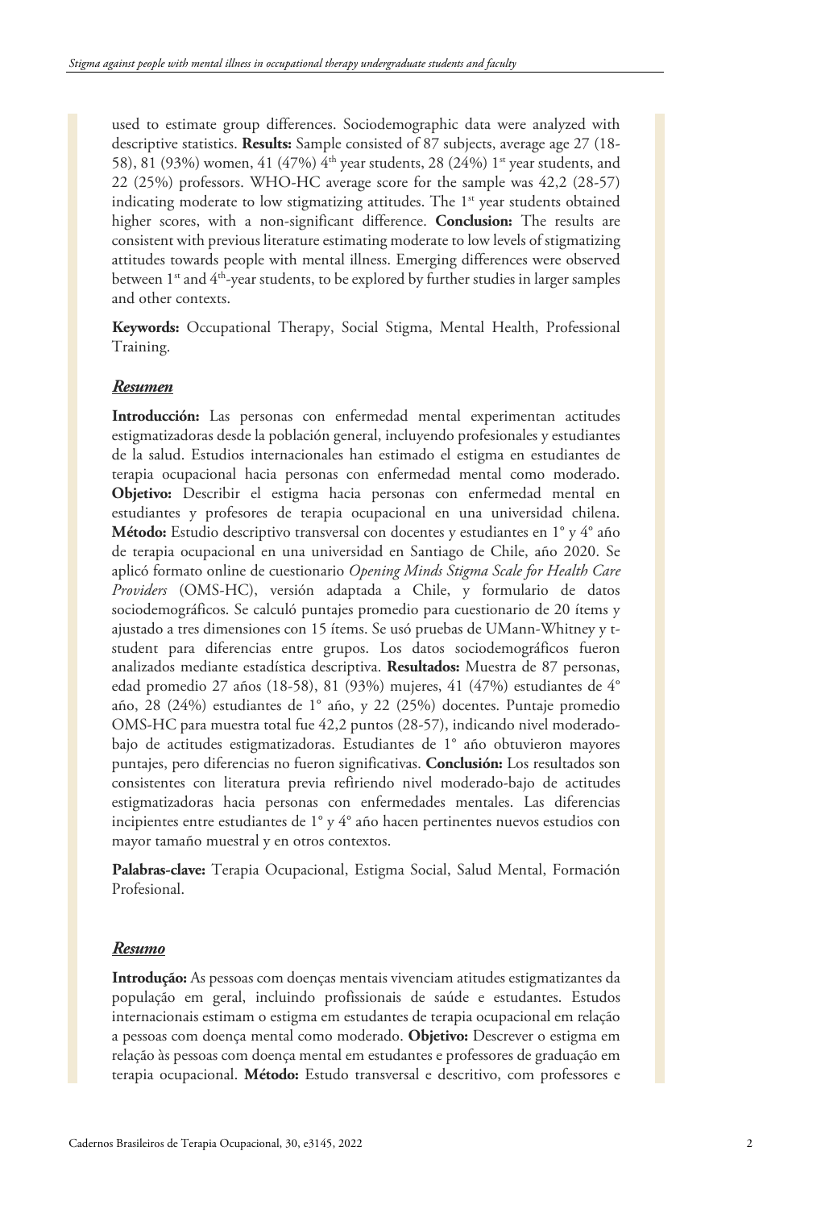used to estimate group differences. Sociodemographic data were analyzed with descriptive statistics. **Results:** Sample consisted of 87 subjects, average age 27 (18-58), 81 (93%) women, 41 (47%) 4th year students, 28 (24%) 1st year students, and 22 (25%) professors. WHO-HC average score for the sample was 42,2 (28-57) indicating moderate to low stigmatizing attitudes. The 1st year students obtained higher scores, with a non-significant difference. **Conclusion:** The results are consistent with previous literature estimating moderate to low levels of stigmatizing attitudes towards people with mental illness. Emerging differences were observed between 1st and 4th-year students, to be explored by further studies in larger samples and other contexts.

**Keywords:** Occupational Therapy, Social Stigma, Mental Health, Professional Training.

## *Resumen*

**Introducción:** Las personas con enfermedad mental experimentan actitudes estigmatizadoras desde la población general, incluyendo profesionales y estudiantes de la salud. Estudios internacionales han estimado el estigma en estudiantes de terapia ocupacional hacia personas con enfermedad mental como moderado. **Objetivo:** Describir el estigma hacia personas con enfermedad mental en estudiantes y profesores de terapia ocupacional en una universidad chilena. **Método:** Estudio descriptivo transversal con docentes y estudiantes en 1° y 4° año de terapia ocupacional en una universidad en Santiago de Chile, año 2020. Se aplicó formato online de cuestionario *Opening Minds Stigma Scale for Health Care Providers* (OMS-HC), versión adaptada a Chile, y formulario de datos sociodemográficos. Se calculó puntajes promedio para cuestionario de 20 ítems y ajustado a tres dimensiones con 15 ítems. Se usó pruebas de UMann-Whitney y t-student para diferencias entre grupos. Los datos sociodemográficos fueron analizados mediante estadística descriptiva. **Resultados:** Muestra de 87 personas, edad promedio 27 años (18-58), 81 (93%) mujeres, 41 (47%) estudiantes de 4° año, 28 (24%) estudiantes de 1° año, y 22 (25%) docentes. Puntaje promedio OMS-HC para muestra total fue 42,2 puntos (28-57), indicando nivel moderado-bajo de actitudes estigmatizadoras. Estudiantes de 1° año obtuvieron mayores puntajes, pero diferencias no fueron significativas. **Conclusión:** Los resultados son consistentes con literatura previa refiriendo nivel moderado-bajo de actitudes estigmatizadoras hacia personas con enfermedades mentales. Las diferencias incipientes entre estudiantes de 1° y 4° año hacen pertinentes nuevos estudios con mayor tamaño muestral y en otros contextos.

**Palabras-clave:** Terapia Ocupacional, Estigma Social, Salud Mental, Formación Profesional.

## *Resumo*

**Introdução:** As pessoas com doenças mentais vivenciam atitudes estigmatizantes da população em geral, incluindo profissionais de saúde e estudantes. Estudos internacionais estimam o estigma em estudantes de terapia ocupacional em relação a pessoas com doença mental como moderado. **Objetivo:** Descrever o estigma em relação às pessoas com doença mental em estudantes e professores de graduação em terapia ocupacional. **Método:** Estudo transversal e descritivo, com professores e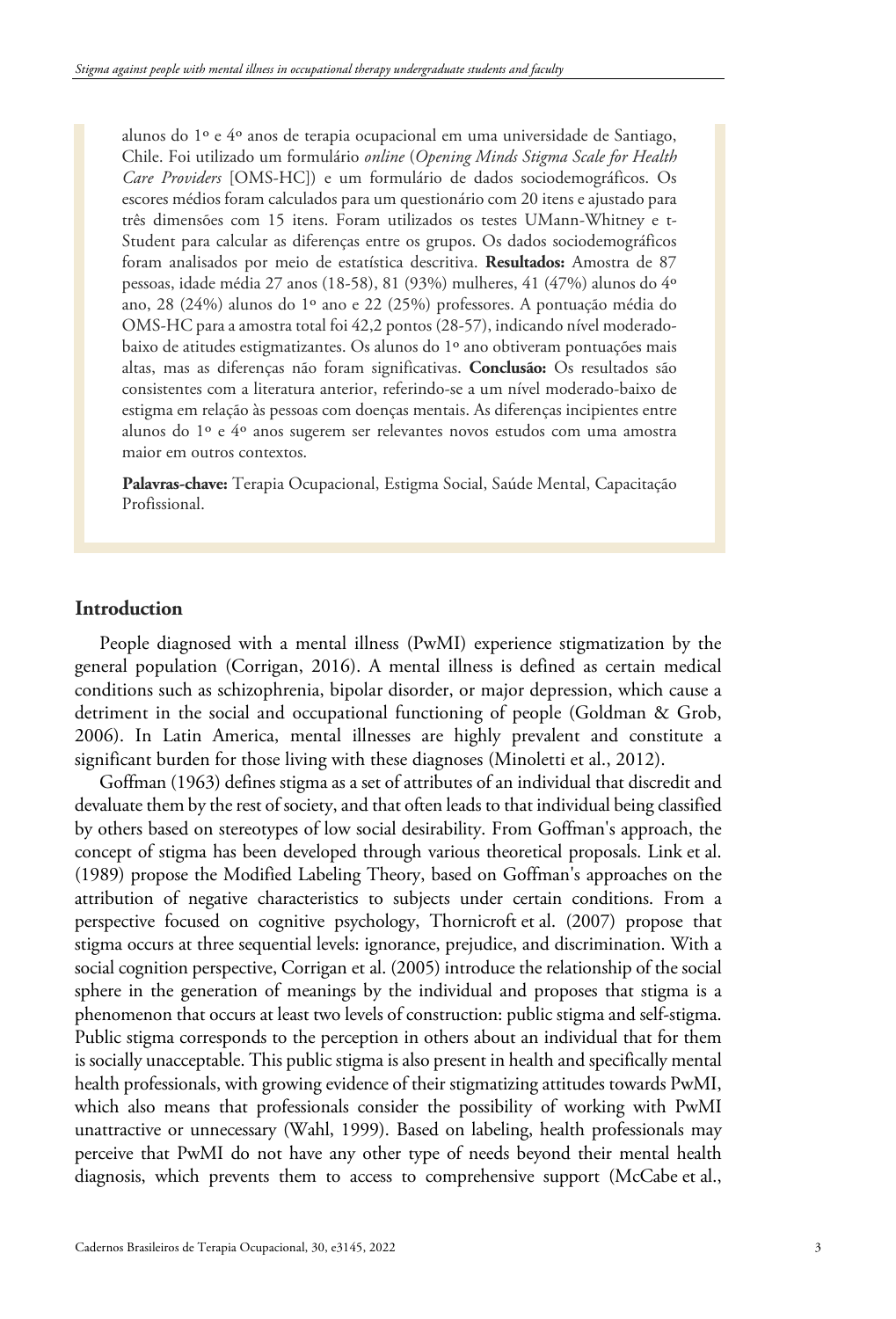alunos do 1º e 4º anos de terapia ocupacional em uma universidade de Santiago, Chile. Foi utilizado um formulário *online* (*Opening Minds Stigma Scale for Health Care Providers* [OMS-HC]) e um formulário de dados sociodemográficos. Os escores médios foram calculados para um questionário com 20 itens e ajustado para três dimensões com 15 itens. Foram utilizados os testes UMann-Whitney e t-Student para calcular as diferenças entre os grupos. Os dados sociodemográficos foram analisados por meio de estatística descritiva. **Resultados:** Amostra de 87 pessoas, idade média 27 anos (18-58), 81 (93%) mulheres, 41 (47%) alunos do 4º ano, 28 (24%) alunos do 1º ano e 22 (25%) professores. A pontuação média do OMS-HC para a amostra total foi 42,2 pontos (28-57), indicando nível moderado-baixo de atitudes estigmatizantes. Os alunos do 1º ano obtiveram pontuações mais altas, mas as diferenças não foram significativas. **Conclusão:** Os resultados são consistentes com a literatura anterior, referindo-se a um nível moderado-baixo de estigma em relação às pessoas com doenças mentais. As diferenças incipientes entre alunos do 1º e 4º anos sugerem ser relevantes novos estudos com uma amostra maior em outros contextos.

**Palavras-chave:** Terapia Ocupacional, Estigma Social, Saúde Mental, Capacitação Profissional.

## Introduction

People diagnosed with a mental illness (PwMI) experience stigmatization by the general population (Corrigan, 2016). A mental illness is defined as certain medical conditions such as schizophrenia, bipolar disorder, or major depression, which cause a detriment in the social and occupational functioning of people (Goldman & Grob, 2006). In Latin America, mental illnesses are highly prevalent and constitute a significant burden for those living with these diagnoses (Minoletti et al., 2012).

Goffman (1963) defines stigma as a set of attributes of an individual that discredit and devaluate them by the rest of society, and that often leads to that individual being classified by others based on stereotypes of low social desirability. From Goffman's approach, the concept of stigma has been developed through various theoretical proposals. Link et al. (1989) propose the Modified Labeling Theory, based on Goffman's approaches on the attribution of negative characteristics to subjects under certain conditions. From a perspective focused on cognitive psychology, Thornicroft et al. (2007) propose that stigma occurs at three sequential levels: ignorance, prejudice, and discrimination. With a social cognition perspective, Corrigan et al. (2005) introduce the relationship of the social sphere in the generation of meanings by the individual and proposes that stigma is a phenomenon that occurs at least two levels of construction: public stigma and self-stigma. Public stigma corresponds to the perception in others about an individual that for them is socially unacceptable. This public stigma is also present in health and specifically mental health professionals, with growing evidence of their stigmatizing attitudes towards PwMI, which also means that professionals consider the possibility of working with PwMI unattractive or unnecessary (Wahl, 1999). Based on labeling, health professionals may perceive that PwMI do not have any other type of needs beyond their mental health diagnosis, which prevents them to access to comprehensive support (McCabe et al.,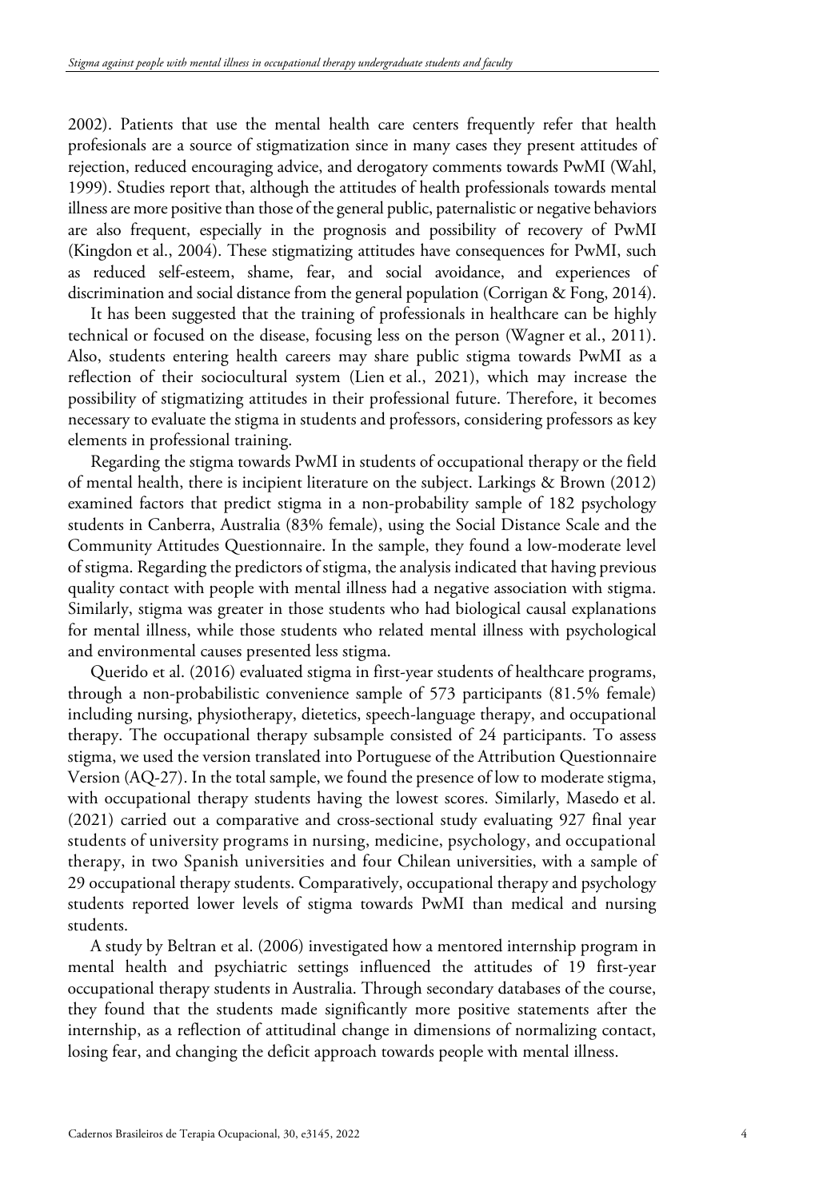2002). Patients that use the mental health care centers frequently refer that health profesionals are a source of stigmatization since in many cases they present attitudes of rejection, reduced encouraging advice, and derogatory comments towards PwMI (Wahl, 1999). Studies report that, although the attitudes of health professionals towards mental illness are more positive than those of the general public, paternalistic or negative behaviors are also frequent, especially in the prognosis and possibility of recovery of PwMI (Kingdon et al., 2004). These stigmatizing attitudes have consequences for PwMI, such as reduced self-esteem, shame, fear, and social avoidance, and experiences of discrimination and social distance from the general population (Corrigan & Fong, 2014).

It has been suggested that the training of professionals in healthcare can be highly technical or focused on the disease, focusing less on the person (Wagner et al., 2011). Also, students entering health careers may share public stigma towards PwMI as a reflection of their sociocultural system (Lien et al., 2021), which may increase the possibility of stigmatizing attitudes in their professional future. Therefore, it becomes necessary to evaluate the stigma in students and professors, considering professors as key elements in professional training.

Regarding the stigma towards PwMI in students of occupational therapy or the field of mental health, there is incipient literature on the subject. Larkings & Brown (2012) examined factors that predict stigma in a non-probability sample of 182 psychology students in Canberra, Australia (83% female), using the Social Distance Scale and the Community Attitudes Questionnaire. In the sample, they found a low-moderate level of stigma. Regarding the predictors of stigma, the analysis indicated that having previous quality contact with people with mental illness had a negative association with stigma. Similarly, stigma was greater in those students who had biological causal explanations for mental illness, while those students who related mental illness with psychological and environmental causes presented less stigma.

Querido et al. (2016) evaluated stigma in first-year students of healthcare programs, through a non-probabilistic convenience sample of 573 participants (81.5% female) including nursing, physiotherapy, dietetics, speech-language therapy, and occupational therapy. The occupational therapy subsample consisted of 24 participants. To assess stigma, we used the version translated into Portuguese of the Attribution Questionnaire Version (AQ-27). In the total sample, we found the presence of low to moderate stigma, with occupational therapy students having the lowest scores. Similarly, Masedo et al. (2021) carried out a comparative and cross-sectional study evaluating 927 final year students of university programs in nursing, medicine, psychology, and occupational therapy, in two Spanish universities and four Chilean universities, with a sample of 29 occupational therapy students. Comparatively, occupational therapy and psychology students reported lower levels of stigma towards PwMI than medical and nursing students.

A study by Beltran et al. (2006) investigated how a mentored internship program in mental health and psychiatric settings influenced the attitudes of 19 first-year occupational therapy students in Australia. Through secondary databases of the course, they found that the students made significantly more positive statements after the internship, as a reflection of attitudinal change in dimensions of normalizing contact, losing fear, and changing the deficit approach towards people with mental illness.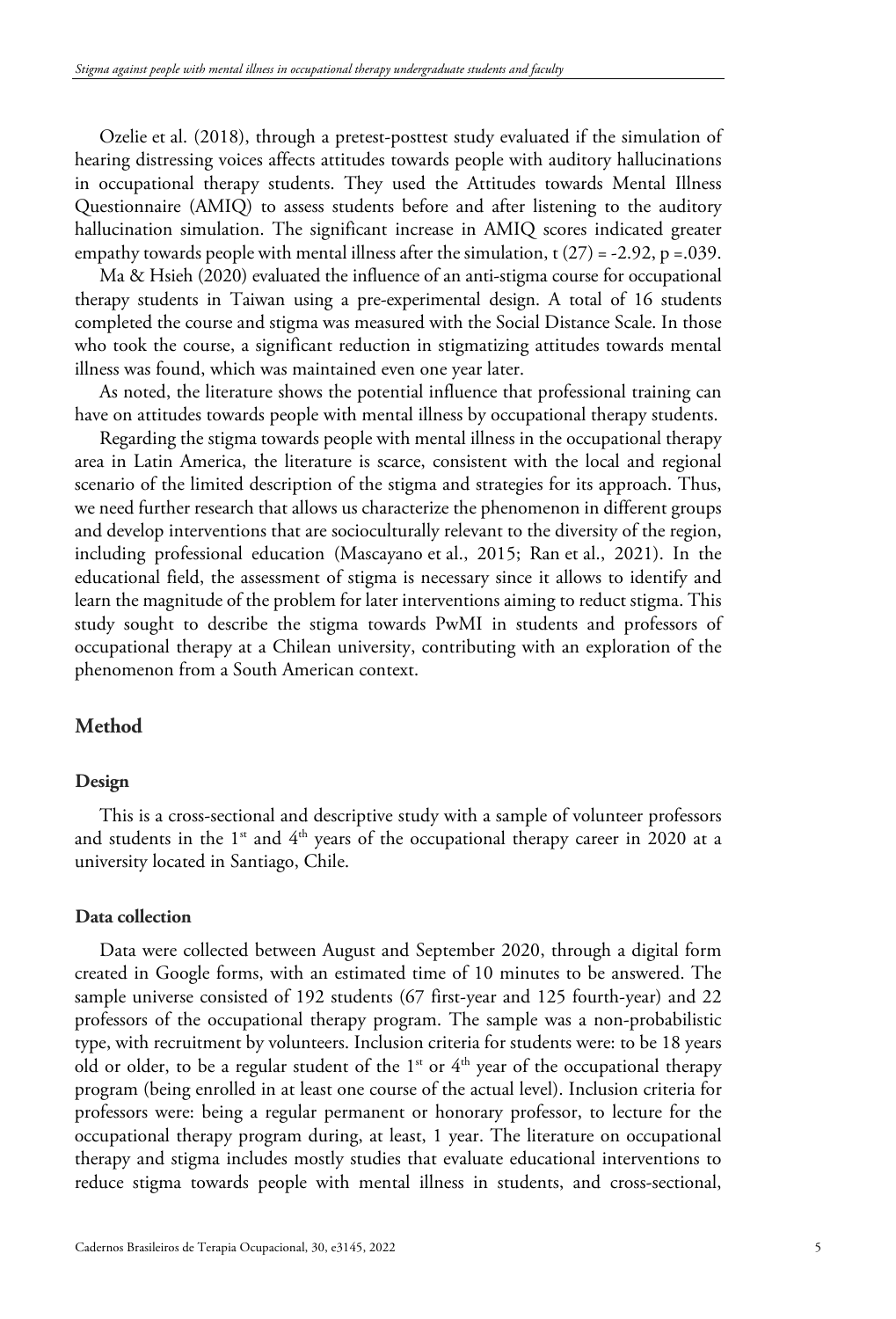Ozelie et al. (2018), through a pretest-posttest study evaluated if the simulation of hearing distressing voices affects attitudes towards people with auditory hallucinations in occupational therapy students. They used the Attitudes towards Mental Illness Questionnaire (AMIQ) to assess students before and after listening to the auditory hallucination simulation. The significant increase in AMIQ scores indicated greater empathy towards people with mental illness after the simulation, $t(27) = -2.92$, $p = .039$.

Ma & Hsieh (2020) evaluated the influence of an anti-stigma course for occupational therapy students in Taiwan using a pre-experimental design. A total of 16 students completed the course and stigma was measured with the Social Distance Scale. In those who took the course, a significant reduction in stigmatizing attitudes towards mental illness was found, which was maintained even one year later.

As noted, the literature shows the potential influence that professional training can have on attitudes towards people with mental illness by occupational therapy students.

Regarding the stigma towards people with mental illness in the occupational therapy area in Latin America, the literature is scarce, consistent with the local and regional scenario of the limited description of the stigma and strategies for its approach. Thus, we need further research that allows us characterize the phenomenon in different groups and develop interventions that are socioculturally relevant to the diversity of the region, including professional education (Mascayano et al., 2015; Ran et al., 2021). In the educational field, the assessment of stigma is necessary since it allows to identify and learn the magnitude of the problem for later interventions aiming to reduct stigma. This study sought to describe the stigma towards PwMI in students and professors of occupational therapy at a Chilean university, contributing with an exploration of the phenomenon from a South American context.

## Method

### Design

This is a cross-sectional and descriptive study with a sample of volunteer professors and students in the 1st and 4th years of the occupational therapy career in 2020 at a university located in Santiago, Chile.

### Data collection

Data were collected between August and September 2020, through a digital form created in Google forms, with an estimated time of 10 minutes to be answered. The sample universe consisted of 192 students (67 first-year and 125 fourth-year) and 22 professors of the occupational therapy program. The sample was a non-probabilistic type, with recruitment by volunteers. Inclusion criteria for students were: to be 18 years old or older, to be a regular student of the 1st or 4th year of the occupational therapy program (being enrolled in at least one course of the actual level). Inclusion criteria for professors were: being a regular permanent or honorary professor, to lecture for the occupational therapy program during, at least, 1 year. The literature on occupational therapy and stigma includes mostly studies that evaluate educational interventions to reduce stigma towards people with mental illness in students, and cross-sectional,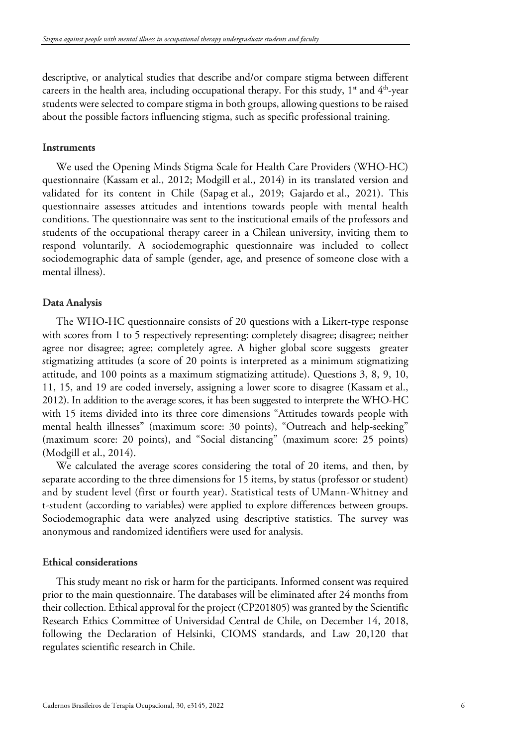descriptive, or analytical studies that describe and/or compare stigma between different careers in the health area, including occupational therapy. For this study, 1st and 4th-year students were selected to compare stigma in both groups, allowing questions to be raised about the possible factors influencing stigma, such as specific professional training.

### Instruments

We used the Opening Minds Stigma Scale for Health Care Providers (WHO-HC) questionnaire (Kassam et al., 2012; Modgill et al., 2014) in its translated version and validated for its content in Chile (Sapag et al., 2019; Gajardo et al., 2021). This questionnaire assesses attitudes and intentions towards people with mental health conditions. The questionnaire was sent to the institutional emails of the professors and students of the occupational therapy career in a Chilean university, inviting them to respond voluntarily. A sociodemographic questionnaire was included to collect sociodemographic data of sample (gender, age, and presence of someone close with a mental illness).

### Data Analysis

The WHO-HC questionnaire consists of 20 questions with a Likert-type response with scores from 1 to 5 respectively representing: completely disagree; disagree; neither agree nor disagree; agree; completely agree. A higher global score suggests greater stigmatizing attitudes (a score of 20 points is interpreted as a minimum stigmatizing attitude, and 100 points as a maximum stigmatizing attitude). Questions 3, 8, 9, 10, 11, 15, and 19 are coded inversely, assigning a lower score to disagree (Kassam et al., 2012). In addition to the average scores, it has been suggested to interprete the WHO-HC with 15 items divided into its three core dimensions "Attitudes towards people with mental health illnesses" (maximum score: 30 points), "Outreach and help-seeking" (maximum score: 20 points), and "Social distancing" (maximum score: 25 points) (Modgill et al., 2014).

We calculated the average scores considering the total of 20 items, and then, by separate according to the three dimensions for 15 items, by status (professor or student) and by student level (first or fourth year). Statistical tests of UMann-Whitney and t-student (according to variables) were applied to explore differences between groups. Sociodemographic data were analyzed using descriptive statistics. The survey was anonymous and randomized identifiers were used for analysis.

### Ethical considerations

This study meant no risk or harm for the participants. Informed consent was required prior to the main questionnaire. The databases will be eliminated after 24 months from their collection. Ethical approval for the project (CP201805) was granted by the Scientific Research Ethics Committee of Universidad Central de Chile, on December 14, 2018, following the Declaration of Helsinki, CIOMS standards, and Law 20,120 that regulates scientific research in Chile.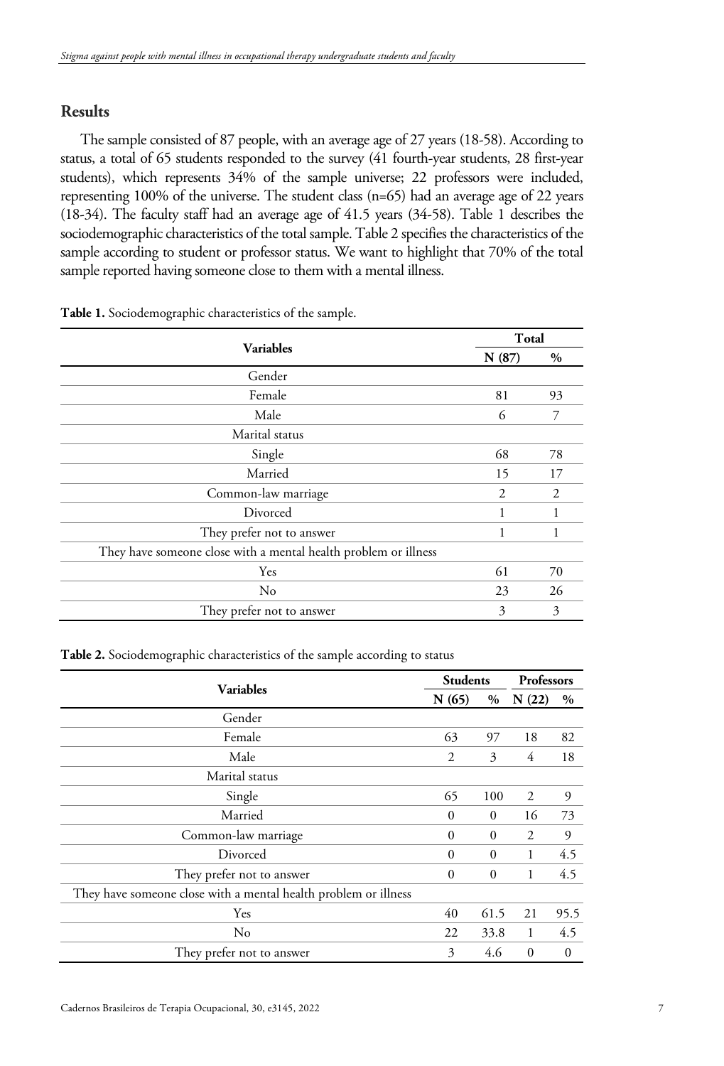## Results

The sample consisted of 87 people, with an average age of 27 years (18-58). According to status, a total of 65 students responded to the survey (41 fourth-year students, 28 first-year students), which represents 34% of the sample universe; 22 professors were included, representing 100% of the universe. The student class (n=65) had an average age of 22 years (18-34). The faculty staff had an average age of 41.5 years (34-58). Table 1 describes the sociodemographic characteristics of the total sample. Table 2 specifies the characteristics of the sample according to student or professor status. We want to highlight that 70% of the total sample reported having someone close to them with a mental illness.

**Table 1.** Sociodemographic characteristics of the sample.

| Variables | Total | |
|---|---|---|
| | N (87) | % |
| Gender | | |
| Female | 81 | 93 |
| Male | 6 | 7 |
| Marital status | | |
| Single | 68 | 78 |
| Married | 15 | 17 |
| Common-law marriage | 2 | 2 |
| Divorced | 1 | 1 |
| They prefer not to answer | 1 | 1 |
| They have someone close with a mental health problem or illness | | |
| Yes | 61 | 70 |
| No | 23 | 26 |
| They prefer not to answer | 3 | 3 |

**Table 2.** Sociodemographic characteristics of the sample according to status

| Variables | Students | | Professors | |
|---|---|---|---|---|
| | N (65) | % | N (22) | % |
| Gender | | | | |
| Female | 63 | 97 | 18 | 82 |
| Male | 2 | 3 | 4 | 18 |
| Marital status | | | | |
| Single | 65 | 100 | 2 | 9 |
| Married | 0 | 0 | 16 | 73 |
| Common-law marriage | 0 | 0 | 2 | 9 |
| Divorced | 0 | 0 | 1 | 4.5 |
| They prefer not to answer | 0 | 0 | 1 | 4.5 |
| They have someone close with a mental health problem or illness | | | | |
| Yes | 40 | 61.5 | 21 | 95.5 |
| No | 22 | 33.8 | 1 | 4.5 |
| They prefer not to answer | 3 | 4.6 | 0 | 0 |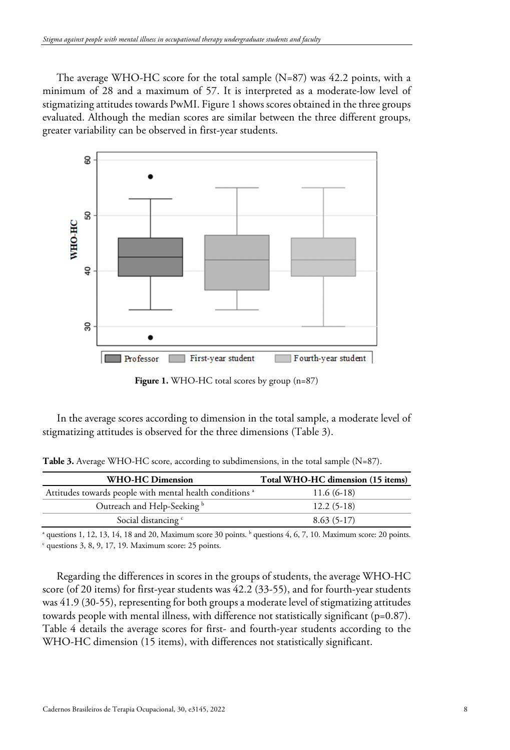The average WHO-HC score for the total sample (N=87) was 42.2 points, with a minimum of 28 and a maximum of 57. It is interpreted as a moderate-low level of stigmatizing attitudes towards PwMI. Figure 1 shows scores obtained in the three groups evaluated. Although the median scores are similar between the three different groups, greater variability can be observed in first-year students.

**Figure 1.** WHO-HC total scores by group (n=87)

In the average scores according to dimension in the total sample, a moderate level of stigmatizing attitudes is observed for the three dimensions (Table 3).

**Table 3.** Average WHO-HC score, according to subdimensions, in the total sample (N=87).

| WHO-HC Dimension | Total WHO-HC dimension (15 items) |
|---|---|
| Attitudes towards people with mental health conditions [a] | 11.6 (6-18) |
| Outreach and Help-Seeking [b] | 12.2 (5-18) |
| Social distancing [c] | 8.63 (5-17) |

[a] questions 1, 12, 13, 14, 18 and 20, Maximum score 30 points. [b] questions 4, 6, 7, 10. Maximum score: 20 points. [c] questions 3, 8, 9, 17, 19. Maximum score: 25 points.

Regarding the differences in scores in the groups of students, the average WHO-HC score (of 20 items) for first-year students was 42.2 (33-55), and for fourth-year students was 41.9 (30-55), representing for both groups a moderate level of stigmatizing attitudes towards people with mental illness, with difference not statistically significant ($p=0.87$). Table 4 details the average scores for first- and fourth-year students according to the WHO-HC dimension (15 items), with differences not statistically significant.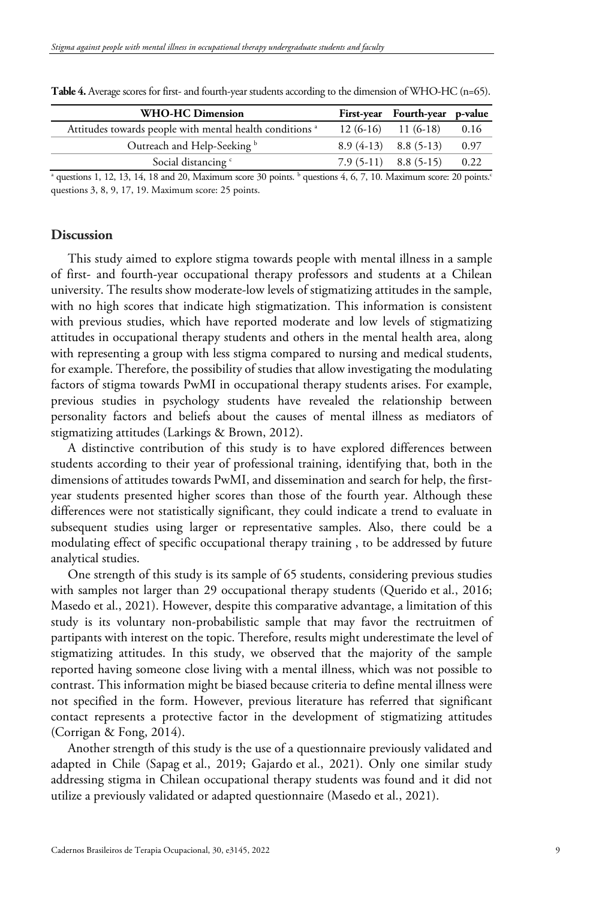**Table 4.** Average scores for first- and fourth-year students according to the dimension of WHO-HC (n=65).

| WHO-HC Dimension | First-year | Fourth-year | p-value |
|---|---|---|---|
| Attitudes towards people with mental health conditions [a] | 12 (6-16) | 11 (6-18) | 0.16 |
| Outreach and Help-Seeking [b] | 8.9 (4-13) | 8.8 (5-13) | 0.97 |
| Social distancing [c] | 7.9 (5-11) | 8.8 (5-15) | 0.22 |

[a] questions 1, 12, 13, 14, 18 and 20, Maximum score 30 points. [b] questions 4, 6, 7, 10. Maximum score: 20 points.[c] questions 3, 8, 9, 17, 19. Maximum score: 25 points.

## Discussion

This study aimed to explore stigma towards people with mental illness in a sample of first- and fourth-year occupational therapy professors and students at a Chilean university. The results show moderate-low levels of stigmatizing attitudes in the sample, with no high scores that indicate high stigmatization. This information is consistent with previous studies, which have reported moderate and low levels of stigmatizing attitudes in occupational therapy students and others in the mental health area, along with representing a group with less stigma compared to nursing and medical students, for example. Therefore, the possibility of studies that allow investigating the modulating factors of stigma towards PwMI in occupational therapy students arises. For example, previous studies in psychology students have revealed the relationship between personality factors and beliefs about the causes of mental illness as mediators of stigmatizing attitudes (Larkings & Brown, 2012).

A distinctive contribution of this study is to have explored differences between students according to their year of professional training, identifying that, both in the dimensions of attitudes towards PwMI, and dissemination and search for help, the first-year students presented higher scores than those of the fourth year. Although these differences were not statistically significant, they could indicate a trend to evaluate in subsequent studies using larger or representative samples. Also, there could be a modulating effect of specific occupational therapy training , to be addressed by future analytical studies.

One strength of this study is its sample of 65 students, considering previous studies with samples not larger than 29 occupational therapy students (Querido et al., 2016; Masedo et al., 2021). However, despite this comparative advantage, a limitation of this study is its voluntary non-probabilistic sample that may favor the rectruitmen of partipants with interest on the topic. Therefore, results might underestimate the level of stigmatizing attitudes. In this study, we observed that the majority of the sample reported having someone close living with a mental illness, which was not possible to contrast. This information might be biased because criteria to define mental illness were not specified in the form. However, previous literature has referred that significant contact represents a protective factor in the development of stigmatizing attitudes (Corrigan & Fong, 2014).

Another strength of this study is the use of a questionnaire previously validated and adapted in Chile (Sapag et al., 2019; Gajardo et al., 2021). Only one similar study addressing stigma in Chilean occupational therapy students was found and it did not utilize a previously validated or adapted questionnaire (Masedo et al., 2021).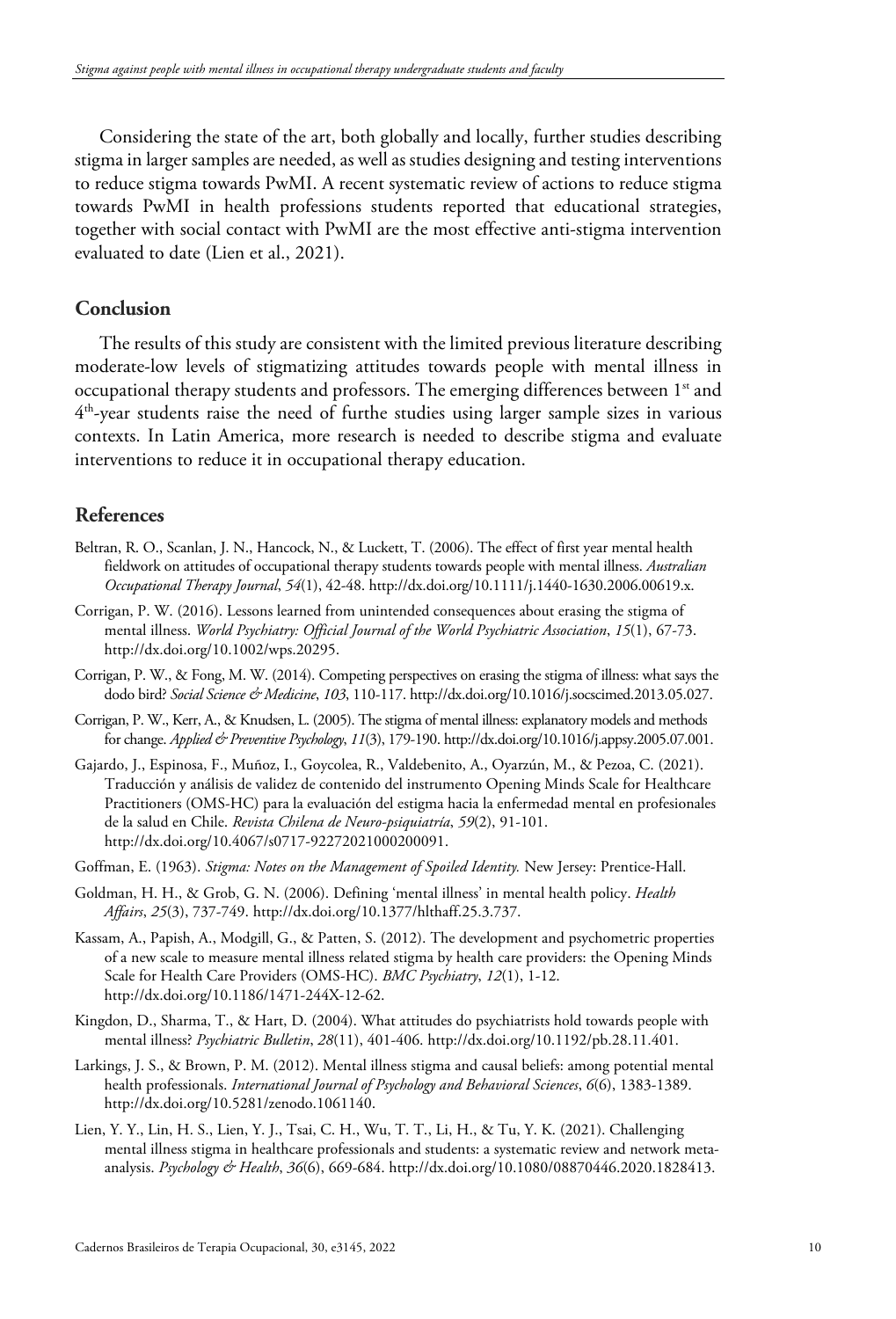Considering the state of the art, both globally and locally, further studies describing stigma in larger samples are needed, as well as studies designing and testing interventions to reduce stigma towards PwMI. A recent systematic review of actions to reduce stigma towards PwMI in health professions students reported that educational strategies, together with social contact with PwMI are the most effective anti-stigma intervention evaluated to date (Lien et al., 2021).

## Conclusion

The results of this study are consistent with the limited previous literature describing moderate-low levels of stigmatizing attitudes towards people with mental illness in occupational therapy students and professors. The emerging differences between 1st and 4th-year students raise the need of furthe studies using larger sample sizes in various contexts. In Latin America, more research is needed to describe stigma and evaluate interventions to reduce it in occupational therapy education.

## References

Beltran, R. O., Scanlan, J. N., Hancock, N., & Luckett, T. (2006). The effect of first year mental health fieldwork on attitudes of occupational therapy students towards people with mental illness. *Australian Occupational Therapy Journal*, *54*(1), 42-48. http://dx.doi.org/10.1111/j.1440-1630.2006.00619.x.

Corrigan, P. W. (2016). Lessons learned from unintended consequences about erasing the stigma of mental illness. *World Psychiatry: Official Journal of the World Psychiatric Association*, *15*(1), 67-73. http://dx.doi.org/10.1002/wps.20295.

Corrigan, P. W., & Fong, M. W. (2014). Competing perspectives on erasing the stigma of illness: what says the dodo bird? *Social Science & Medicine*, *103*, 110-117. http://dx.doi.org/10.1016/j.socscimed.2013.05.027.

Corrigan, P. W., Kerr, A., & Knudsen, L. (2005). The stigma of mental illness: explanatory models and methods for change. *Applied & Preventive Psychology*, *11*(3), 179-190. http://dx.doi.org/10.1016/j.appsy.2005.07.001.

Gajardo, J., Espinosa, F., Muñoz, I., Goycolea, R., Valdebenito, A., Oyarzún, M., & Pezoa, C. (2021). Traducción y análisis de validez de contenido del instrumento Opening Minds Scale for Healthcare Practitioners (OMS-HC) para la evaluación del estigma hacia la enfermedad mental en profesionales de la salud en Chile. *Revista Chilena de Neuro-psiquiatría*, *59*(2), 91-101. http://dx.doi.org/10.4067/s0717-92272021000200091.

Goffman, E. (1963). *Stigma: Notes on the Management of Spoiled Identity.* New Jersey: Prentice-Hall.

Goldman, H. H., & Grob, G. N. (2006). Defining 'mental illness' in mental health policy. *Health Affairs*, *25*(3), 737-749. http://dx.doi.org/10.1377/hlthaff.25.3.737.

Kassam, A., Papish, A., Modgill, G., & Patten, S. (2012). The development and psychometric properties of a new scale to measure mental illness related stigma by health care providers: the Opening Minds Scale for Health Care Providers (OMS-HC). *BMC Psychiatry*, *12*(1), 1-12. http://dx.doi.org/10.1186/1471-244X-12-62.

Kingdon, D., Sharma, T., & Hart, D. (2004). What attitudes do psychiatrists hold towards people with mental illness? *Psychiatric Bulletin*, *28*(11), 401-406. http://dx.doi.org/10.1192/pb.28.11.401.

Larkings, J. S., & Brown, P. M. (2012). Mental illness stigma and causal beliefs: among potential mental health professionals. *International Journal of Psychology and Behavioral Sciences*, *6*(6), 1383-1389. http://dx.doi.org/10.5281/zenodo.1061140.

Lien, Y. Y., Lin, H. S., Lien, Y. J., Tsai, C. H., Wu, T. T., Li, H., & Tu, Y. K. (2021). Challenging mental illness stigma in healthcare professionals and students: a systematic review and network meta-analysis. *Psychology & Health*, *36*(6), 669-684. http://dx.doi.org/10.1080/08870446.2020.1828413.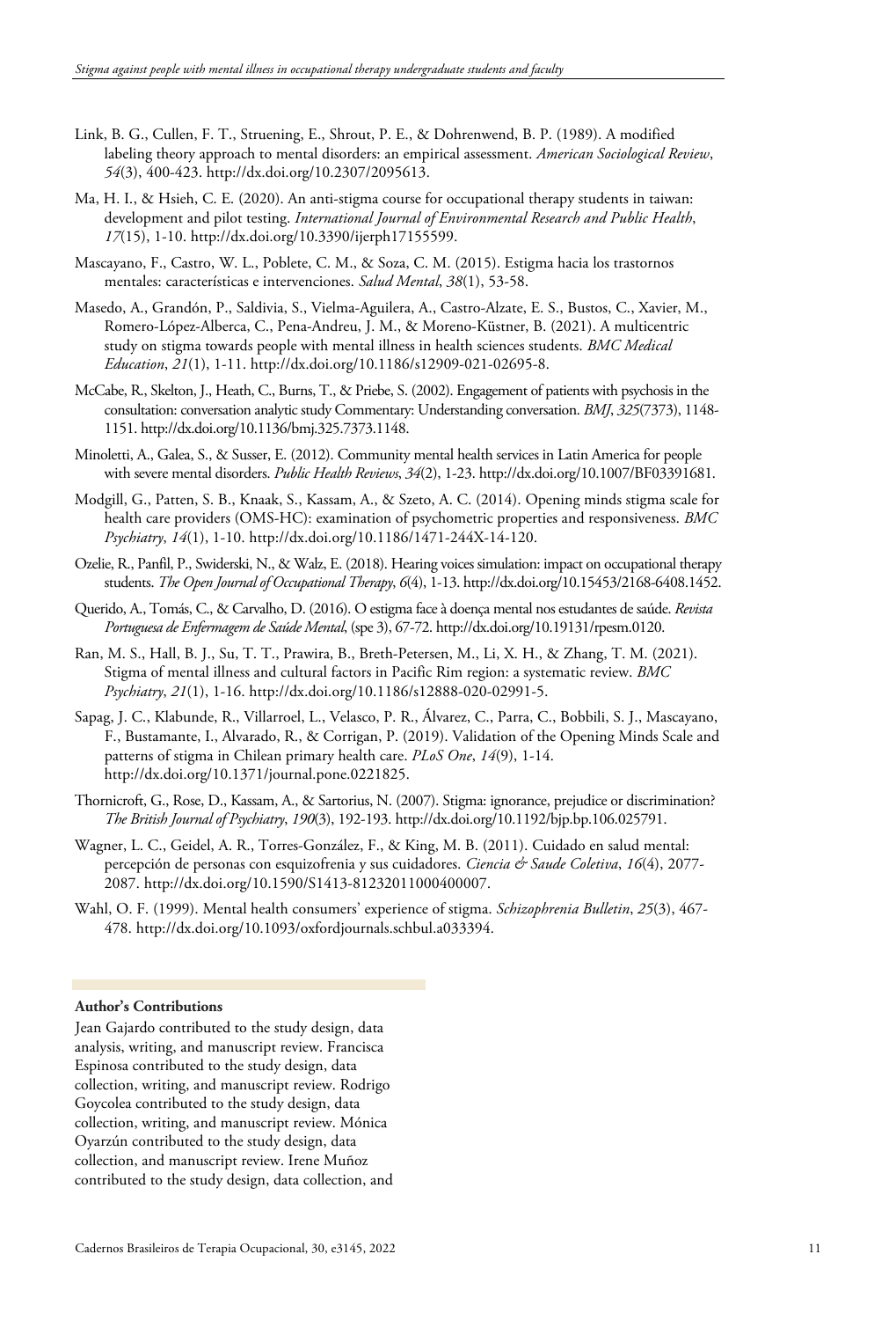Link, B. G., Cullen, F. T., Struening, E., Shrout, P. E., & Dohrenwend, B. P. (1989). A modified labeling theory approach to mental disorders: an empirical assessment. *American Sociological Review*, *54*(3), 400-423. http://dx.doi.org/10.2307/2095613.

Ma, H. I., & Hsieh, C. E. (2020). An anti-stigma course for occupational therapy students in taiwan: development and pilot testing. *International Journal of Environmental Research and Public Health*, *17*(15), 1-10. http://dx.doi.org/10.3390/ijerph17155599.

Mascayano, F., Castro, W. L., Poblete, C. M., & Soza, C. M. (2015). Estigma hacia los trastornos mentales: características e intervenciones. *Salud Mental*, *38*(1), 53-58.

Masedo, A., Grandón, P., Saldivia, S., Vielma-Aguilera, A., Castro-Alzate, E. S., Bustos, C., Xavier, M., Romero-López-Alberca, C., Pena-Andreu, J. M., & Moreno-Küstner, B. (2021). A multicentric study on stigma towards people with mental illness in health sciences students. *BMC Medical Education*, *21*(1), 1-11. http://dx.doi.org/10.1186/s12909-021-02695-8.

McCabe, R., Skelton, J., Heath, C., Burns, T., & Priebe, S. (2002). Engagement of patients with psychosis in the consultation: conversation analytic study Commentary: Understanding conversation. *BMJ*, *325*(7373), 1148-1151. http://dx.doi.org/10.1136/bmj.325.7373.1148.

Minoletti, A., Galea, S., & Susser, E. (2012). Community mental health services in Latin America for people with severe mental disorders. *Public Health Reviews*, *34*(2), 1-23. http://dx.doi.org/10.1007/BF03391681.

Modgill, G., Patten, S. B., Knaak, S., Kassam, A., & Szeto, A. C. (2014). Opening minds stigma scale for health care providers (OMS-HC): examination of psychometric properties and responsiveness. *BMC Psychiatry*, *14*(1), 1-10. http://dx.doi.org/10.1186/1471-244X-14-120.

Ozelie, R., Panfil, P., Swiderski, N., & Walz, E. (2018). Hearing voices simulation: impact on occupational therapy students. *The Open Journal of Occupational Therapy*, *6*(4), 1-13. http://dx.doi.org/10.15453/2168-6408.1452.

Querido, A., Tomás, C., & Carvalho, D. (2016). O estigma face à doença mental nos estudantes de saúde. *Revista Portuguesa de Enfermagem de Saúde Mental*, (spe 3), 67-72. http://dx.doi.org/10.19131/rpesm.0120.

Ran, M. S., Hall, B. J., Su, T. T., Prawira, B., Breth-Petersen, M., Li, X. H., & Zhang, T. M. (2021). Stigma of mental illness and cultural factors in Pacific Rim region: a systematic review. *BMC Psychiatry*, *21*(1), 1-16. http://dx.doi.org/10.1186/s12888-020-02991-5.

Sapag, J. C., Klabunde, R., Villarroel, L., Velasco, P. R., Álvarez, C., Parra, C., Bobbili, S. J., Mascayano, F., Bustamante, I., Alvarado, R., & Corrigan, P. (2019). Validation of the Opening Minds Scale and patterns of stigma in Chilean primary health care. *PLoS One*, *14*(9), 1-14. http://dx.doi.org/10.1371/journal.pone.0221825.

Thornicroft, G., Rose, D., Kassam, A., & Sartorius, N. (2007). Stigma: ignorance, prejudice or discrimination? *The British Journal of Psychiatry*, *190*(3), 192-193. http://dx.doi.org/10.1192/bjp.bp.106.025791.

Wagner, L. C., Geidel, A. R., Torres-González, F., & King, M. B. (2011). Cuidado en salud mental: percepción de personas con esquizofrenia y sus cuidadores. *Ciencia & Saude Coletiva*, *16*(4), 2077-2087. http://dx.doi.org/10.1590/S1413-81232011000400007.

Wahl, O. F. (1999). Mental health consumers' experience of stigma. *Schizophrenia Bulletin*, *25*(3), 467-478. http://dx.doi.org/10.1093/oxfordjournals.schbul.a033394.

**Author's Contributions**

Jean Gajardo contributed to the study design, data analysis, writing, and manuscript review. Francisca Espinosa contributed to the study design, data collection, writing, and manuscript review. Rodrigo Goycolea contributed to the study design, data collection, writing, and manuscript review. Mónica Oyarzún contributed to the study design, data collection, and manuscript review. Irene Muñoz contributed to the study design, data collection, and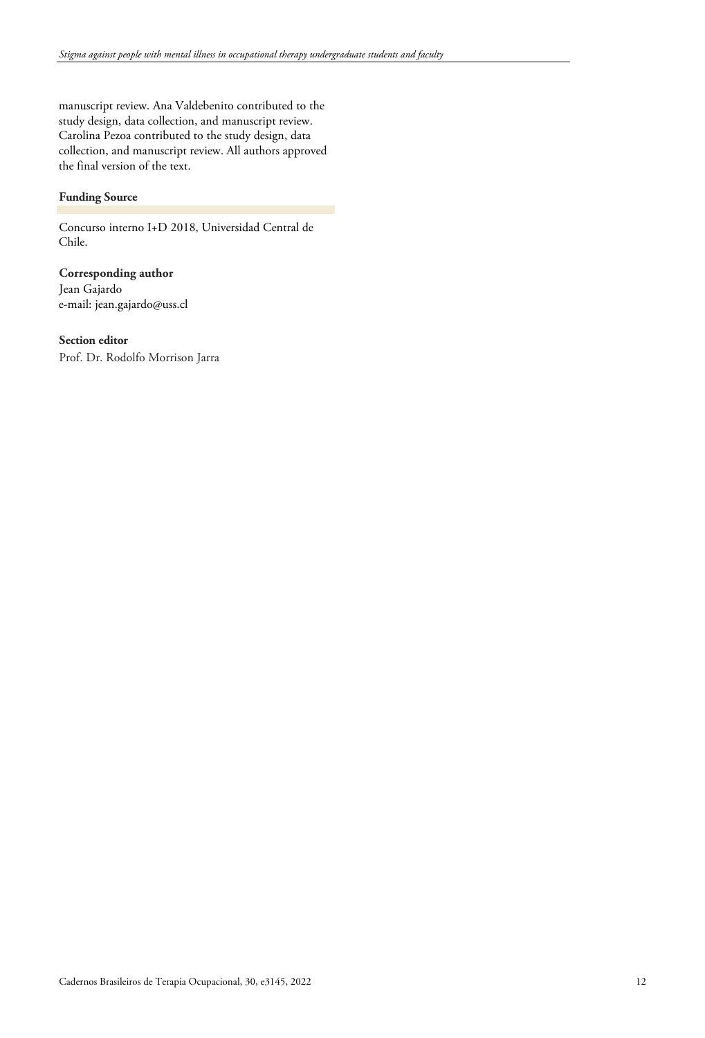manuscript review. Ana Valdebenito contributed to the study design, data collection, and manuscript review. Carolina Pezoa contributed to the study design, data collection, and manuscript review. All authors approved the final version of the text.

### Funding Source

Concurso interno I+D 2018, Universidad Central de Chile.

**Corresponding author**
Jean Gajardo
e-mail: jean.gajardo@uss.cl

**Section editor**
Prof. Dr. Rodolfo Morrison Jarra